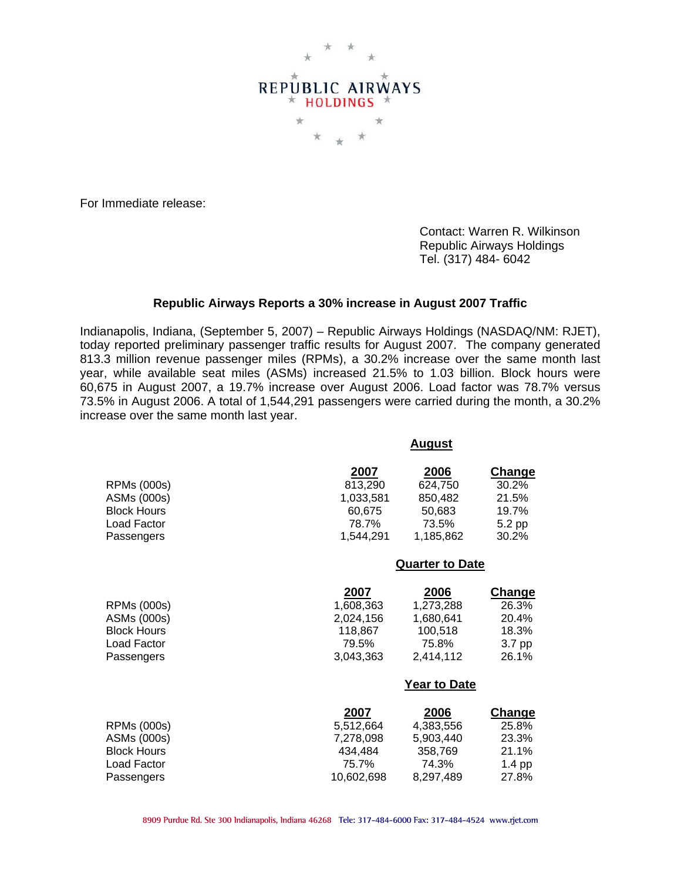REPUBLIC AIRWAYS HOLDINGS

For Immediate release:

Contact: Warren R. Wilkinson
Republic Airways Holdings
Tel. (317) 484- 6042

**Republic Airways Reports a 30% increase in August 2007 Traffic**

Indianapolis, Indiana, (September 5, 2007) – Republic Airways Holdings (NASDAQ/NM: RJET), today reported preliminary passenger traffic results for August 2007. The company generated 813.3 million revenue passenger miles (RPMs), a 30.2% increase over the same month last year, while available seat miles (ASMs) increased 21.5% to 1.03 billion. Block hours were 60,675 in August 2007, a 19.7% increase over August 2006. Load factor was 78.7% versus 73.5% in August 2006. A total of 1,544,291 passengers were carried during the month, a 30.2% increase over the same month last year.

**August**

| | 2007 | 2006 | Change |
|---|---|---|---|
| RPMs (000s) | 813,290 | 624,750 | 30.2% |
| ASMs (000s) | 1,033,581 | 850,482 | 21.5% |
| Block Hours | 60,675 | 50,683 | 19.7% |
| Load Factor | 78.7% | 73.5% | 5.2 pp |
| Passengers | 1,544,291 | 1,185,862 | 30.2% |

**Quarter to Date**

| | 2007 | 2006 | Change |
|---|---|---|---|
| RPMs (000s) | 1,608,363 | 1,273,288 | 26.3% |
| ASMs (000s) | 2,024,156 | 1,680,641 | 20.4% |
| Block Hours | 118,867 | 100,518 | 18.3% |
| Load Factor | 79.5% | 75.8% | 3.7 pp |
| Passengers | 3,043,363 | 2,414,112 | 26.1% |

**Year to Date**

| | 2007 | 2006 | Change |
|---|---|---|---|
| RPMs (000s) | 5,512,664 | 4,383,556 | 25.8% |
| ASMs (000s) | 7,278,098 | 5,903,440 | 23.3% |
| Block Hours | 434,484 | 358,769 | 21.1% |
| Load Factor | 75.7% | 74.3% | 1.4 pp |
| Passengers | 10,602,698 | 8,297,489 | 27.8% |

8909 Purdue Rd. Ste 300 Indianapolis, Indiana 46268 Tele: 317-484-6000 Fax: 317-484-4524 www.rjet.com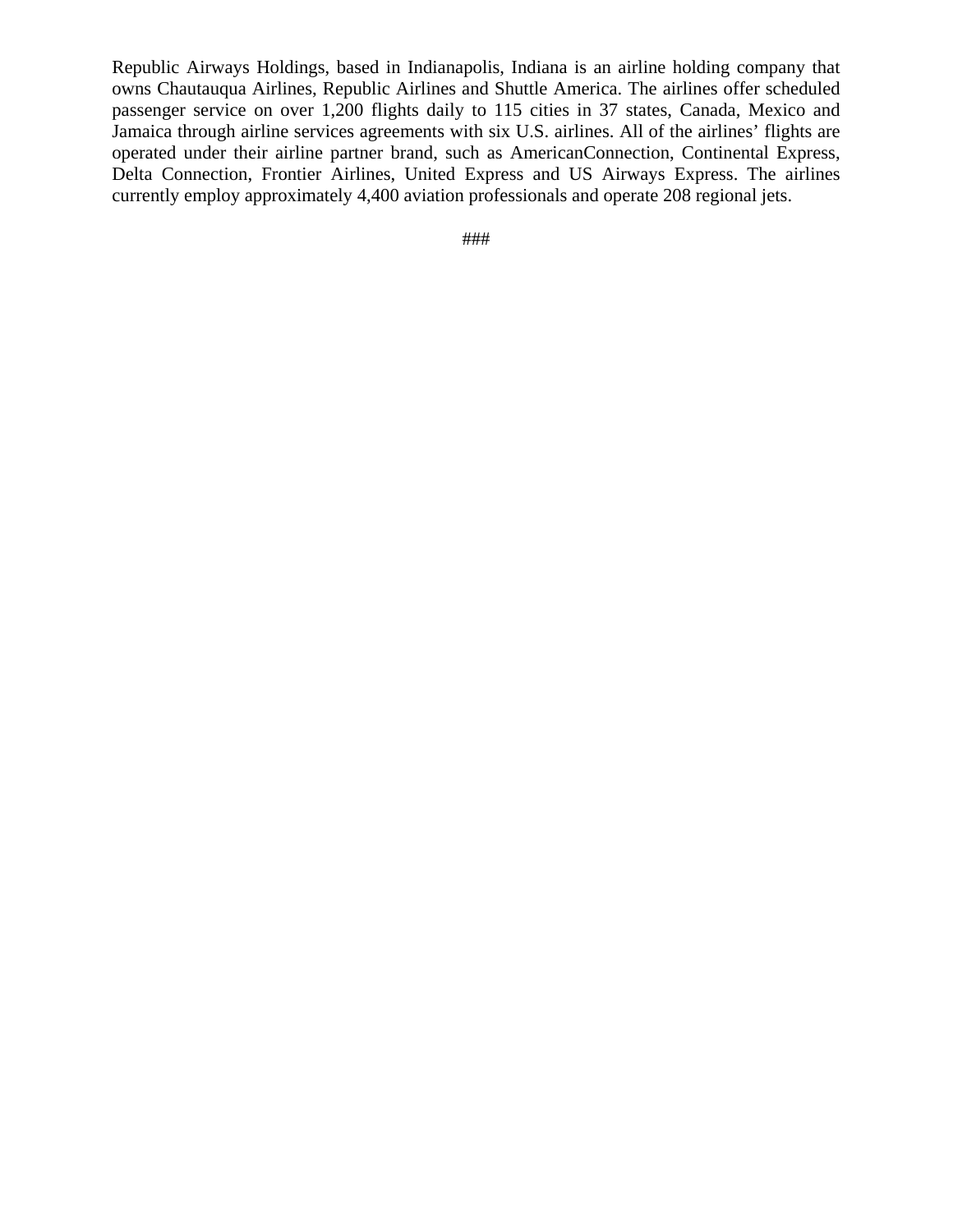Republic Airways Holdings, based in Indianapolis, Indiana is an airline holding company that owns Chautauqua Airlines, Republic Airlines and Shuttle America. The airlines offer scheduled passenger service on over 1,200 flights daily to 115 cities in 37 states, Canada, Mexico and Jamaica through airline services agreements with six U.S. airlines. All of the airlines' flights are operated under their airline partner brand, such as AmericanConnection, Continental Express, Delta Connection, Frontier Airlines, United Express and US Airways Express. The airlines currently employ approximately 4,400 aviation professionals and operate 208 regional jets.

###